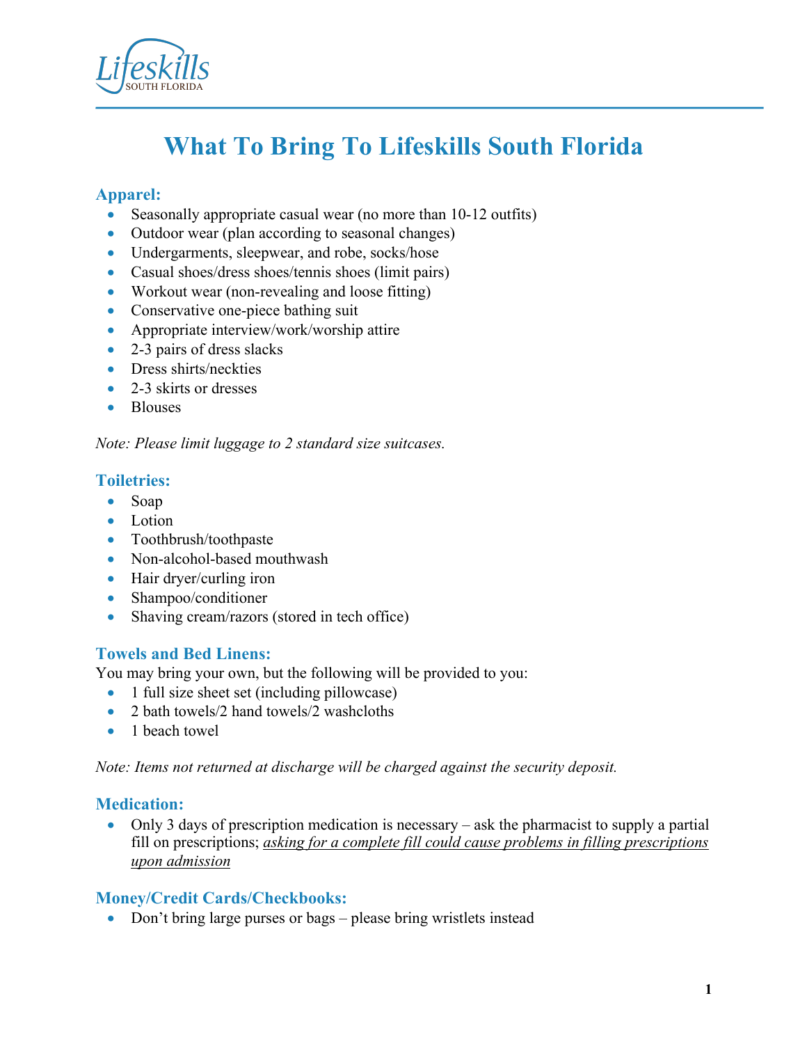# What To Bring To Lifeskills South Florida

## Apparel:

- Seasonally appropriate casual wear (no more than 10-12 outfits)
- Outdoor wear (plan according to seasonal changes)
- Undergarments, sleepwear, and robe, socks/hose
- Casual shoes/dress shoes/tennis shoes (limit pairs)
- Workout wear (non-revealing and loose fitting)
- Conservative one-piece bathing suit
- Appropriate interview/work/worship attire
- 2-3 pairs of dress slacks
- Dress shirts/neckties
- 2-3 skirts or dresses
- Blouses

*Note: Please limit luggage to 2 standard size suitcases.*

## Toiletries:

- Soap
- Lotion
- Toothbrush/toothpaste
- Non-alcohol-based mouthwash
- Hair dryer/curling iron
- Shampoo/conditioner
- Shaving cream/razors (stored in tech office)

## Towels and Bed Linens:

You may bring your own, but the following will be provided to you:

- 1 full size sheet set (including pillowcase)
- 2 bath towels/2 hand towels/2 washcloths
- 1 beach towel

*Note: Items not returned at discharge will be charged against the security deposit.*

## Medication:

- Only 3 days of prescription medication is necessary – ask the pharmacist to supply a partial fill on prescriptions; *asking for a complete fill could cause problems in filling prescriptions upon admission*

## Money/Credit Cards/Checkbooks:

- Don't bring large purses or bags – please bring wristlets instead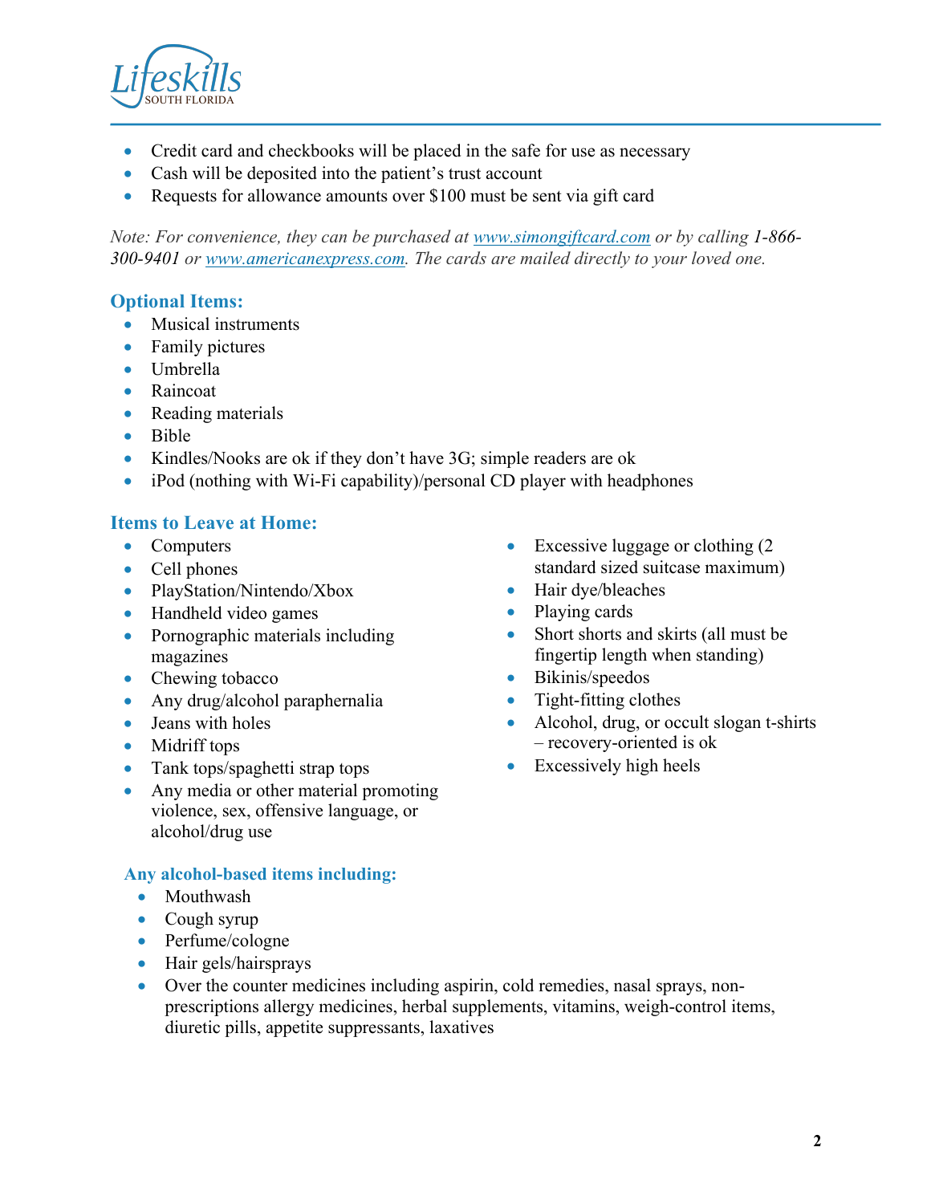- Credit card and checkbooks will be placed in the safe for use as necessary
- Cash will be deposited into the patient's trust account
- Requests for allowance amounts over $100 must be sent via gift card

*Note: For convenience, they can be purchased at [www.simongiftcard.com](http://www.simongiftcard.com) or by calling 1-866-300-9401 or [www.americanexpress.com](http://www.americanexpress.com). The cards are mailed directly to your loved one.*

## Optional Items:

- Musical instruments
- Family pictures
- Umbrella
- Raincoat
- Reading materials
- Bible
- Kindles/Nooks are ok if they don't have 3G; simple readers are ok
- iPod (nothing with Wi-Fi capability)/personal CD player with headphones

## Items to Leave at Home:

- Computers
- Cell phones
- PlayStation/Nintendo/Xbox
- Handheld video games
- Pornographic materials including magazines
- Chewing tobacco
- Any drug/alcohol paraphernalia
- Jeans with holes
- Midriff tops
- Tank tops/spaghetti strap tops
- Any media or other material promoting violence, sex, offensive language, or alcohol/drug use
- Excessive luggage or clothing (2 standard sized suitcase maximum)
- Hair dye/bleaches
- Playing cards
- Short shorts and skirts (all must be fingertip length when standing)
- Bikinis/speedos
- Tight-fitting clothes
- Alcohol, drug, or occult slogan t-shirts – recovery-oriented is ok
- Excessively high heels

### Any alcohol-based items including:

- Mouthwash
- Cough syrup
- Perfume/cologne
- Hair gels/hairsprays
- Over the counter medicines including aspirin, cold remedies, nasal sprays, non-prescriptions allergy medicines, herbal supplements, vitamins, weigh-control items, diuretic pills, appetite suppressants, laxatives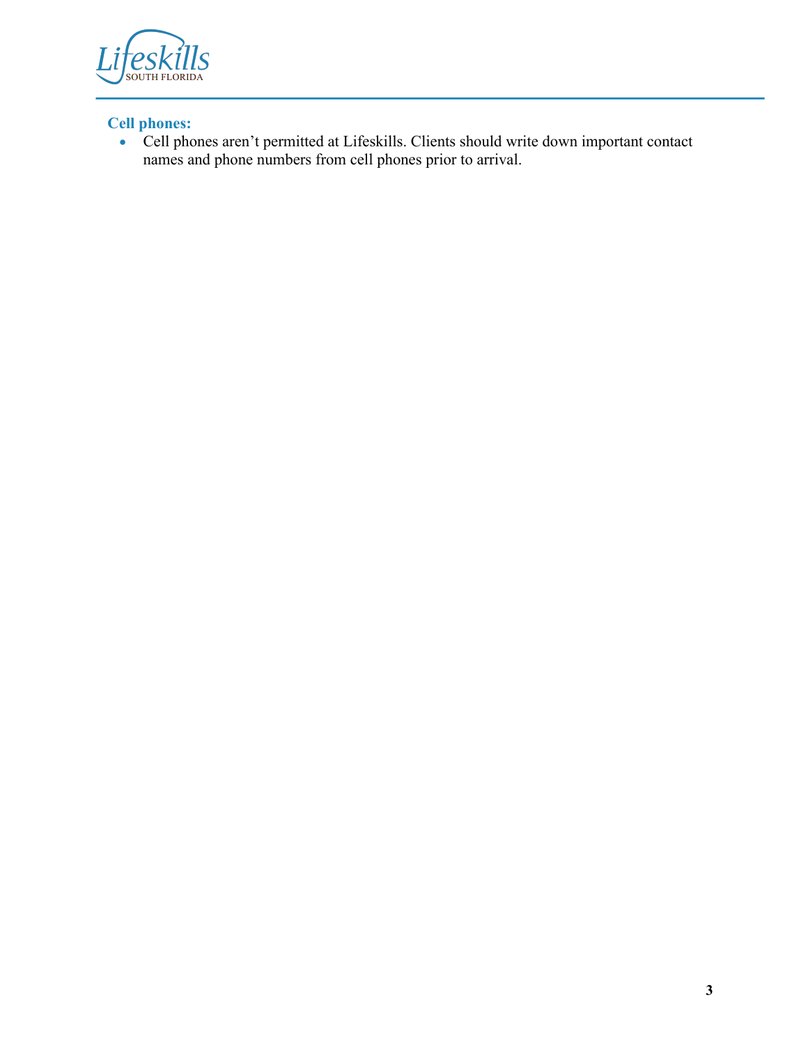**Cell phones:**

- Cell phones aren’t permitted at Lifeskills. Clients should write down important contact names and phone numbers from cell phones prior to arrival.